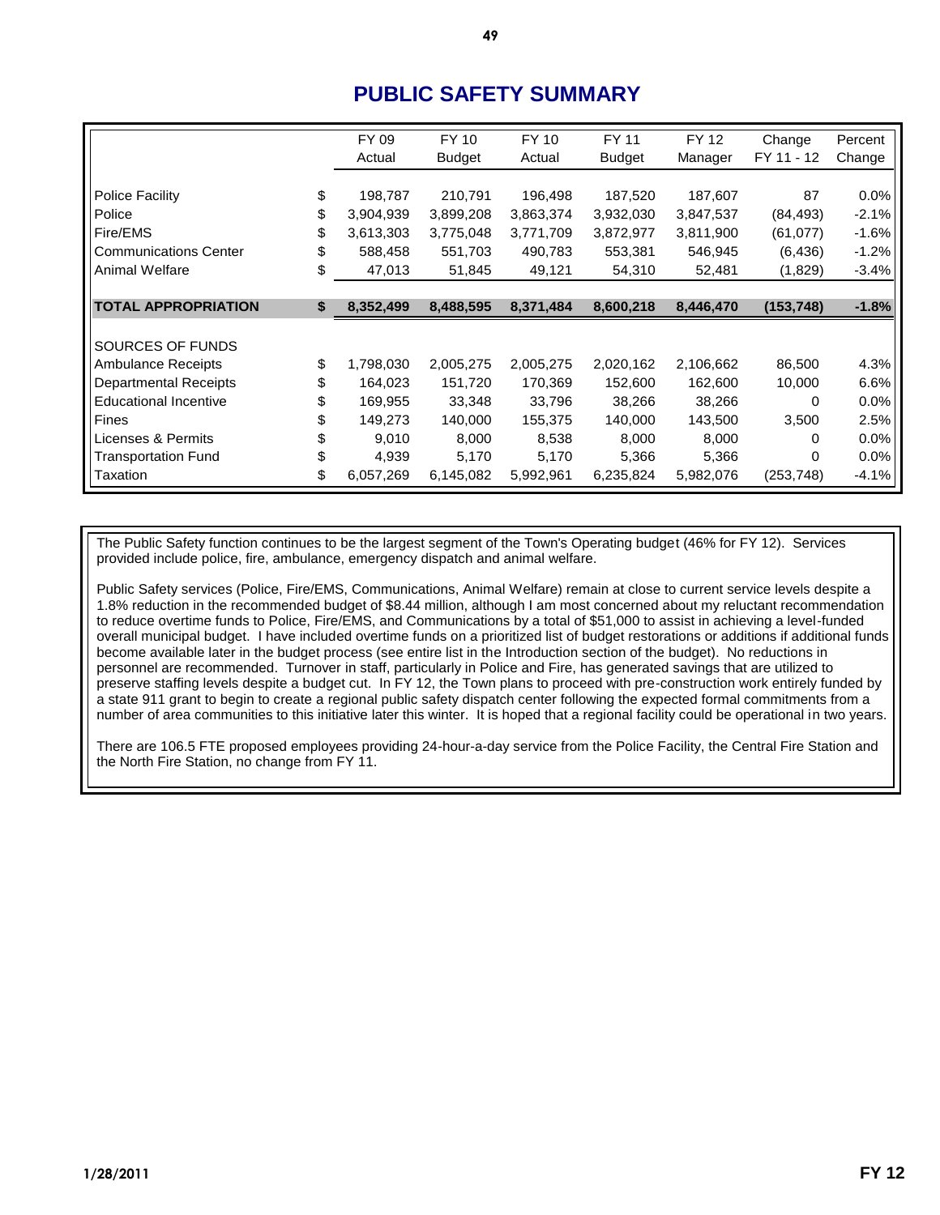# PUBLIC SAFETY SUMMARY

| | | FY 09 Actual | FY 10 Budget | FY 10 Actual | FY 11 Budget | FY 12 Manager | Change FY 11 - 12 | Percent Change |
|---|---|---|---|---|---|---|---|---|
| Police Facility | $ | 198,787 | 210,791 | 196,498 | 187,520 | 187,607 | 87 | 0.0% |
| Police | $ | 3,904,939 | 3,899,208 | 3,863,374 | 3,932,030 | 3,847,537 | (84,493) | -2.1% |
| Fire/EMS | $ | 3,613,303 | 3,775,048 | 3,771,709 | 3,872,977 | 3,811,900 | (61,077) | -1.6% |
| Communications Center | $ | 588,458 | 551,703 | 490,783 | 553,381 | 546,945 | (6,436) | -1.2% |
| Animal Welfare | $ | 47,013 | 51,845 | 49,121 | 54,310 | 52,481 | (1,829) | -3.4% |
| **TOTAL APPROPRIATION** | **$** | **8,352,499** | **8,488,595** | **8,371,484** | **8,600,218** | **8,446,470** | **(153,748)** | **-1.8%** |
| SOURCES OF FUNDS | | | | | | | | |
| Ambulance Receipts | $ | 1,798,030 | 2,005,275 | 2,005,275 | 2,020,162 | 2,106,662 | 86,500 | 4.3% |
| Departmental Receipts | $ | 164,023 | 151,720 | 170,369 | 152,600 | 162,600 | 10,000 | 6.6% |
| Educational Incentive | $ | 169,955 | 33,348 | 33,796 | 38,266 | 38,266 | 0 | 0.0% |
| Fines | $ | 149,273 | 140,000 | 155,375 | 140,000 | 143,500 | 3,500 | 2.5% |
| Licenses & Permits | $ | 9,010 | 8,000 | 8,538 | 8,000 | 8,000 | 0 | 0.0% |
| Transportation Fund | $ | 4,939 | 5,170 | 5,170 | 5,366 | 5,366 | 0 | 0.0% |
| Taxation | $ | 6,057,269 | 6,145,082 | 5,992,961 | 6,235,824 | 5,982,076 | (253,748) | -4.1% |

The Public Safety function continues to be the largest segment of the Town's Operating budget (46% for FY 12). Services provided include police, fire, ambulance, emergency dispatch and animal welfare.

Public Safety services (Police, Fire/EMS, Communications, Animal Welfare) remain at close to current service levels despite a 1.8% reduction in the recommended budget of $8.44 million, although I am most concerned about my reluctant recommendation to reduce overtime funds to Police, Fire/EMS, and Communications by a total of $51,000 to assist in achieving a level-funded overall municipal budget. I have included overtime funds on a prioritized list of budget restorations or additions if additional funds become available later in the budget process (see entire list in the Introduction section of the budget). No reductions in personnel are recommended. Turnover in staff, particularly in Police and Fire, has generated savings that are utilized to preserve staffing levels despite a budget cut. In FY 12, the Town plans to proceed with pre-construction work entirely funded by a state 911 grant to begin to create a regional public safety dispatch center following the expected formal commitments from a number of area communities to this initiative later this winter. It is hoped that a regional facility could be operational in two years.

There are 106.5 FTE proposed employees providing 24-hour-a-day service from the Police Facility, the Central Fire Station and the North Fire Station, no change from FY 11.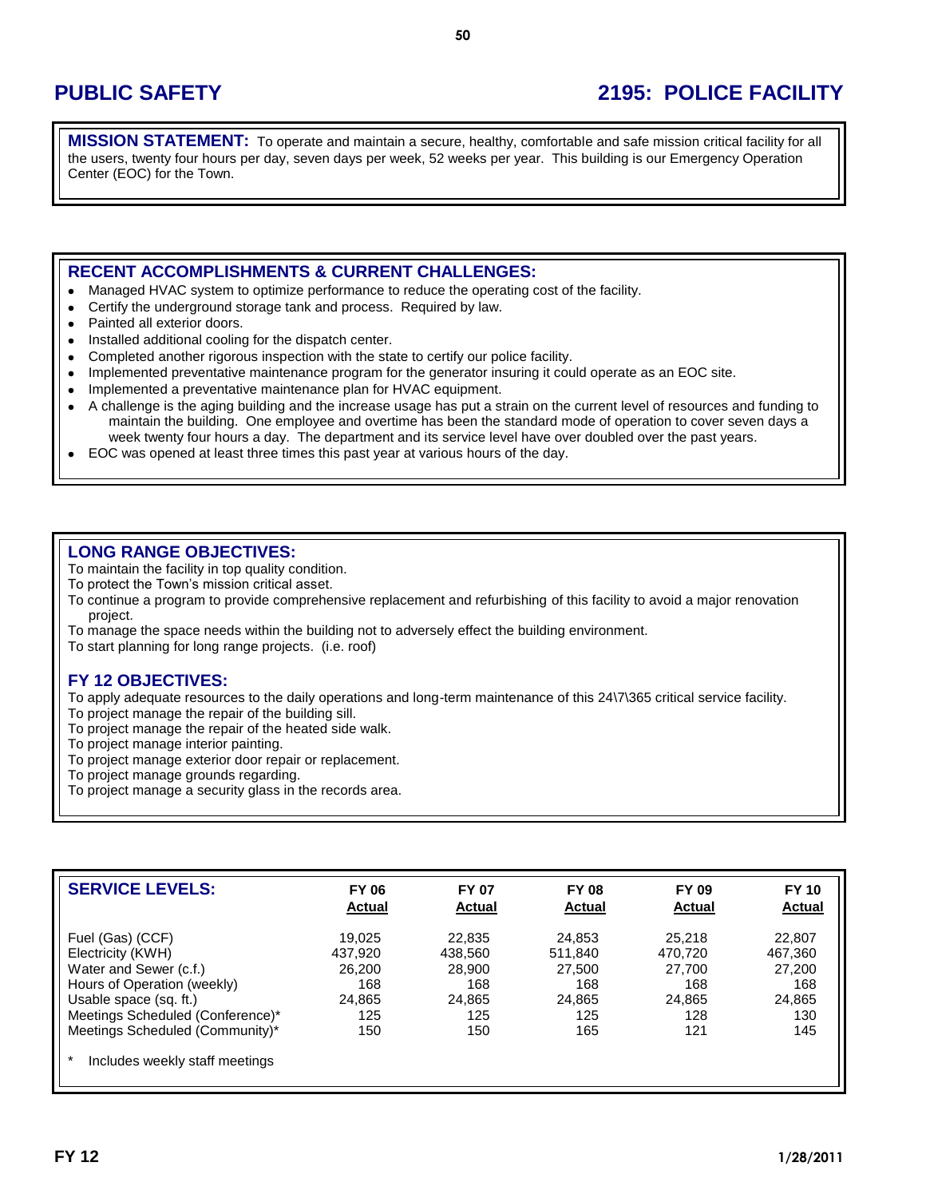# PUBLIC SAFETY

# 2195: POLICE FACILITY

**MISSION STATEMENT:** To operate and maintain a secure, healthy, comfortable and safe mission critical facility for all the users, twenty four hours per day, seven days per week, 52 weeks per year. This building is our Emergency Operation Center (EOC) for the Town.

## RECENT ACCOMPLISHMENTS & CURRENT CHALLENGES:

- Managed HVAC system to optimize performance to reduce the operating cost of the facility.
- Certify the underground storage tank and process. Required by law.
- Painted all exterior doors.
- Installed additional cooling for the dispatch center.
- Completed another rigorous inspection with the state to certify our police facility.
- Implemented preventative maintenance program for the generator insuring it could operate as an EOC site.
- Implemented a preventative maintenance plan for HVAC equipment.
- A challenge is the aging building and the increase usage has put a strain on the current level of resources and funding to maintain the building. One employee and overtime has been the standard mode of operation to cover seven days a week twenty four hours a day. The department and its service level have over doubled over the past years.
- EOC was opened at least three times this past year at various hours of the day.

## LONG RANGE OBJECTIVES:

To maintain the facility in top quality condition.
To protect the Town's mission critical asset.
To continue a program to provide comprehensive replacement and refurbishing of this facility to avoid a major renovation project.
To manage the space needs within the building not to adversely effect the building environment.
To start planning for long range projects. (i.e. roof)

## FY 12 OBJECTIVES:

To apply adequate resources to the daily operations and long-term maintenance of this 24\7\365 critical service facility.
To project manage the repair of the building sill.
To project manage the repair of the heated side walk.
To project manage interior painting.
To project manage exterior door repair or replacement.
To project manage grounds regarding.
To project manage a security glass in the records area.

| SERVICE LEVELS: | FY 06 Actual | FY 07 Actual | FY 08 Actual | FY 09 Actual | FY 10 Actual |
|---|---|---|---|---|---|
| Fuel (Gas) (CCF) | 19,025 | 22,835 | 24,853 | 25,218 | 22,807 |
| Electricity (KWH) | 437,920 | 438,560 | 511,840 | 470,720 | 467,360 |
| Water and Sewer (c.f.) | 26,200 | 28,900 | 27,500 | 27,700 | 27,200 |
| Hours of Operation (weekly) | 168 | 168 | 168 | 168 | 168 |
| Usable space (sq. ft.) | 24,865 | 24,865 | 24,865 | 24,865 | 24,865 |
| Meetings Scheduled (Conference)* | 125 | 125 | 125 | 128 | 130 |
| Meetings Scheduled (Community)* | 150 | 150 | 165 | 121 | 145 |

\* Includes weekly staff meetings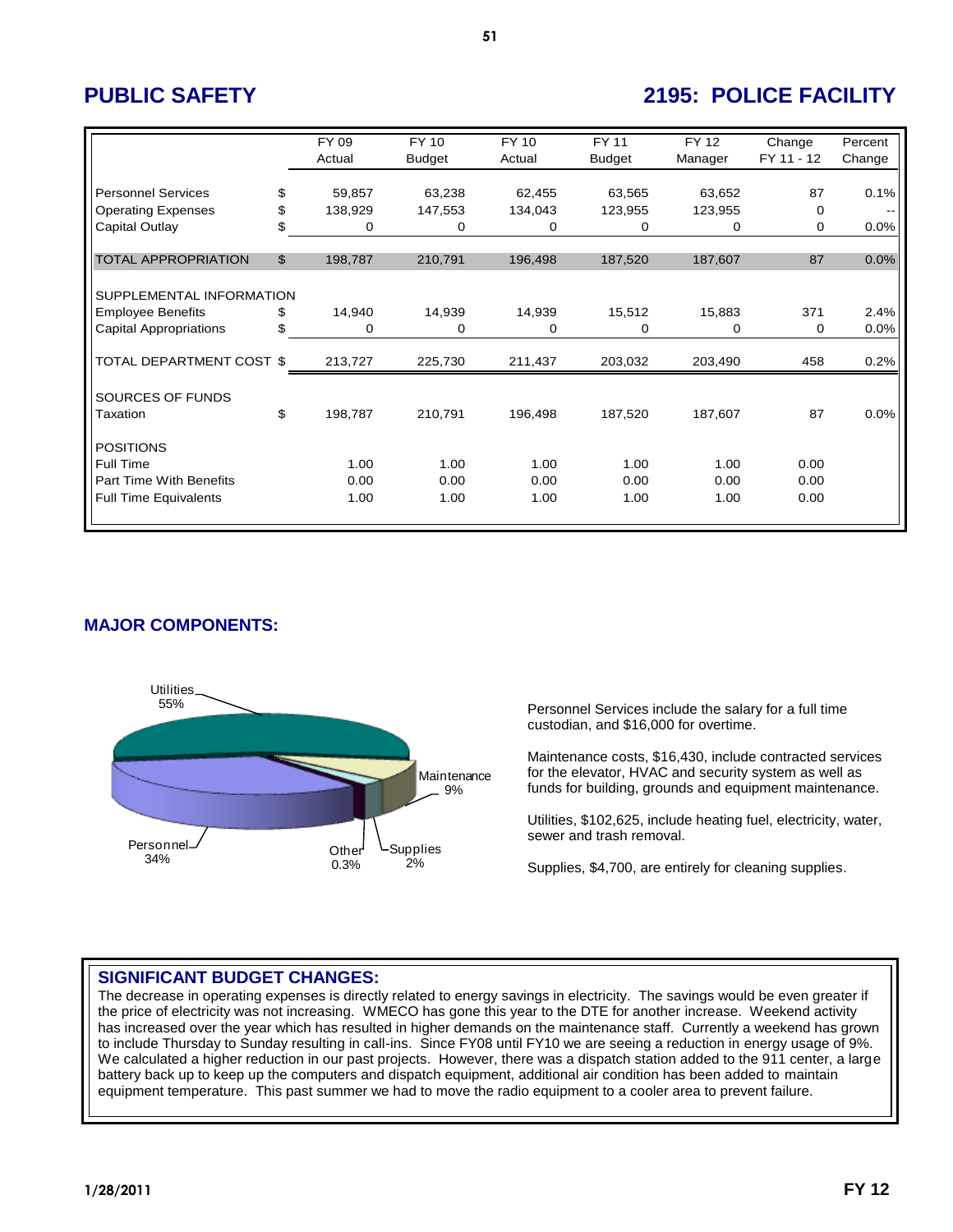# PUBLIC SAFETY

# 2195: POLICE FACILITY

| | | FY 09 Actual | FY 10 Budget | FY 10 Actual | FY 11 Budget | FY 12 Manager | Change FY 11 - 12 | Percent Change |
|---|---|---|---|---|---|---|---|---|
| Personnel Services | $ | 59,857 | 63,238 | 62,455 | 63,565 | 63,652 | 87 | 0.1% |
| Operating Expenses | $ | 138,929 | 147,553 | 134,043 | 123,955 | 123,955 | 0 | -- |
| Capital Outlay | $ | 0 | 0 | 0 | 0 | 0 | 0 | 0.0% |
| TOTAL APPROPRIATION | $ | 198,787 | 210,791 | 196,498 | 187,520 | 187,607 | 87 | 0.0% |
| SUPPLEMENTAL INFORMATION | | | | | | | | |
| Employee Benefits | $ | 14,940 | 14,939 | 14,939 | 15,512 | 15,883 | 371 | 2.4% |
| Capital Appropriations | $ | 0 | 0 | 0 | 0 | 0 | 0 | 0.0% |
| TOTAL DEPARTMENT COST | $ | 213,727 | 225,730 | 211,437 | 203,032 | 203,490 | 458 | 0.2% |
| SOURCES OF FUNDS | | | | | | | | |
| Taxation | $ | 198,787 | 210,791 | 196,498 | 187,520 | 187,607 | 87 | 0.0% |
| POSITIONS | | | | | | | | |
| Full Time | | 1.00 | 1.00 | 1.00 | 1.00 | 1.00 | 0.00 | |
| Part Time With Benefits | | 0.00 | 0.00 | 0.00 | 0.00 | 0.00 | 0.00 | |
| Full Time Equivalents | | 1.00 | 1.00 | 1.00 | 1.00 | 1.00 | 0.00 | |

## MAJOR COMPONENTS:

Utilities 55%
Maintenance 9%
Personnel 34%
Other 0.3%
Supplies 2%

Personnel Services include the salary for a full time custodian, and $16,000 for overtime.

Maintenance costs, $16,430, include contracted services for the elevator, HVAC and security system as well as funds for building, grounds and equipment maintenance.

Utilities, $102,625, include heating fuel, electricity, water, sewer and trash removal.

Supplies, $4,700, are entirely for cleaning supplies.

## SIGNIFICANT BUDGET CHANGES:

The decrease in operating expenses is directly related to energy savings in electricity. The savings would be even greater if the price of electricity was not increasing. WMECO has gone this year to the DTE for another increase. Weekend activity has increased over the year which has resulted in higher demands on the maintenance staff. Currently a weekend has grown to include Thursday to Sunday resulting in call-ins. Since FY08 until FY10 we are seeing a reduction in energy usage of 9%. We calculated a higher reduction in our past projects. However, there was a dispatch station added to the 911 center, a large battery back up to keep up the computers and dispatch equipment, additional air condition has been added to maintain equipment temperature. This past summer we had to move the radio equipment to a cooler area to prevent failure.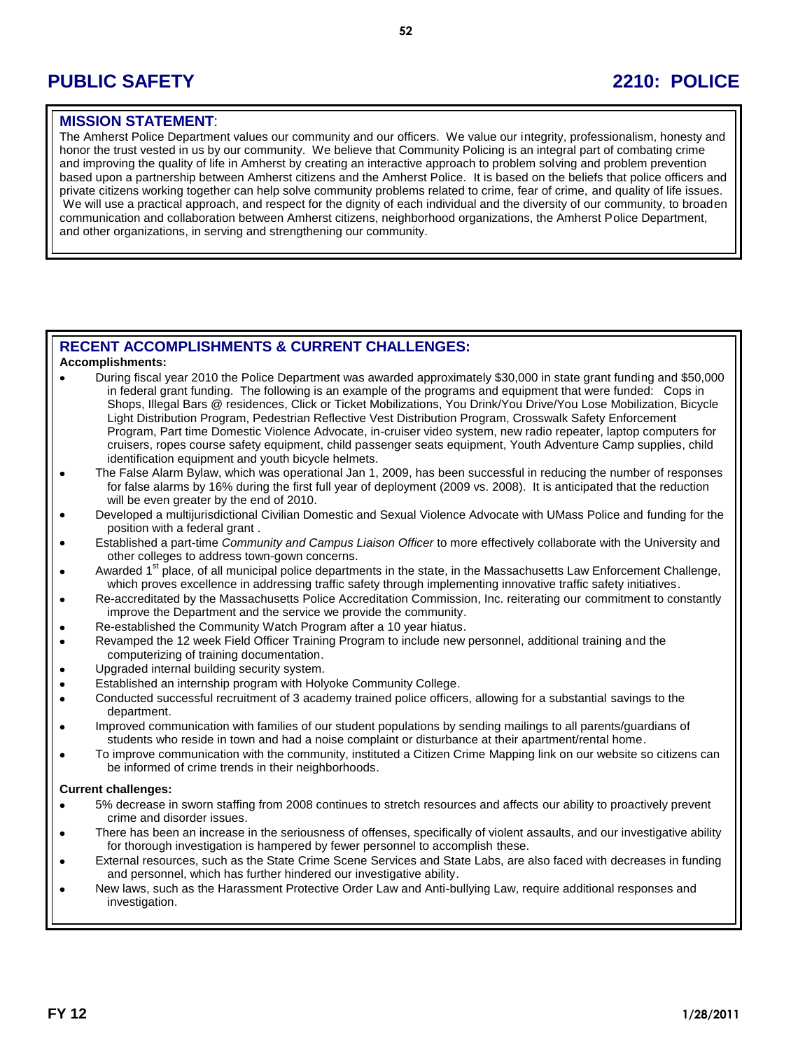# PUBLIC SAFETY 2210: POLICE

## MISSION STATEMENT:

The Amherst Police Department values our community and our officers. We value our integrity, professionalism, honesty and honor the trust vested in us by our community. We believe that Community Policing is an integral part of combating crime and improving the quality of life in Amherst by creating an interactive approach to problem solving and problem prevention based upon a partnership between Amherst citizens and the Amherst Police. It is based on the beliefs that police officers and private citizens working together can help solve community problems related to crime, fear of crime, and quality of life issues. We will use a practical approach, and respect for the dignity of each individual and the diversity of our community, to broaden communication and collaboration between Amherst citizens, neighborhood organizations, the Amherst Police Department, and other organizations, in serving and strengthening our community.

## RECENT ACCOMPLISHMENTS & CURRENT CHALLENGES:

**Accomplishments:**

- During fiscal year 2010 the Police Department was awarded approximately $30,000 in state grant funding and $50,000 in federal grant funding. The following is an example of the programs and equipment that were funded: Cops in Shops, Illegal Bars @ residences, Click or Ticket Mobilizations, You Drink/You Drive/You Lose Mobilization, Bicycle Light Distribution Program, Pedestrian Reflective Vest Distribution Program, Crosswalk Safety Enforcement Program, Part time Domestic Violence Advocate, in-cruiser video system, new radio repeater, laptop computers for cruisers, ropes course safety equipment, child passenger seats equipment, Youth Adventure Camp supplies, child identification equipment and youth bicycle helmets.
- The False Alarm Bylaw, which was operational Jan 1, 2009, has been successful in reducing the number of responses for false alarms by 16% during the first full year of deployment (2009 vs. 2008). It is anticipated that the reduction will be even greater by the end of 2010.
- Developed a multijurisdictional Civilian Domestic and Sexual Violence Advocate with UMass Police and funding for the position with a federal grant .
- Established a part-time *Community and Campus Liaison Officer* to more effectively collaborate with the University and other colleges to address town-gown concerns.
- Awarded 1st place, of all municipal police departments in the state, in the Massachusetts Law Enforcement Challenge, which proves excellence in addressing traffic safety through implementing innovative traffic safety initiatives.
- Re-accreditated by the Massachusetts Police Accreditation Commission, Inc. reiterating our commitment to constantly improve the Department and the service we provide the community.
- Re-established the Community Watch Program after a 10 year hiatus.
- Revamped the 12 week Field Officer Training Program to include new personnel, additional training and the computerizing of training documentation.
- Upgraded internal building security system.
- Established an internship program with Holyoke Community College.
- Conducted successful recruitment of 3 academy trained police officers, allowing for a substantial savings to the department.
- Improved communication with families of our student populations by sending mailings to all parents/guardians of students who reside in town and had a noise complaint or disturbance at their apartment/rental home.
- To improve communication with the community, instituted a Citizen Crime Mapping link on our website so citizens can be informed of crime trends in their neighborhoods.

**Current challenges:**

- 5% decrease in sworn staffing from 2008 continues to stretch resources and affects our ability to proactively prevent crime and disorder issues.
- There has been an increase in the seriousness of offenses, specifically of violent assaults, and our investigative ability for thorough investigation is hampered by fewer personnel to accomplish these.
- External resources, such as the State Crime Scene Services and State Labs, are also faced with decreases in funding and personnel, which has further hindered our investigative ability.
- New laws, such as the Harassment Protective Order Law and Anti-bullying Law, require additional responses and investigation.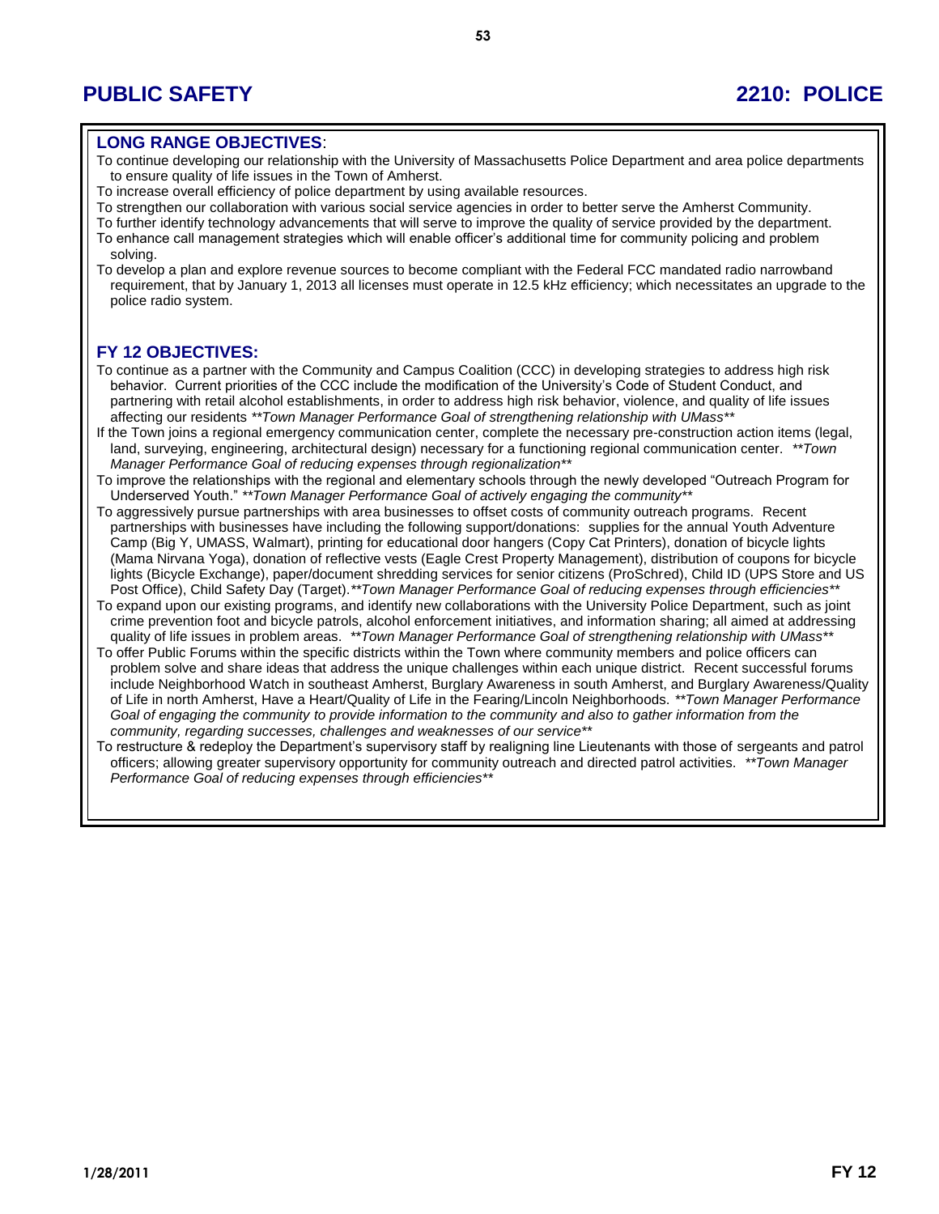# PUBLIC SAFETY 2210: POLICE

## LONG RANGE OBJECTIVES:

To continue developing our relationship with the University of Massachusetts Police Department and area police departments to ensure quality of life issues in the Town of Amherst.

To increase overall efficiency of police department by using available resources.

To strengthen our collaboration with various social service agencies in order to better serve the Amherst Community.

To further identify technology advancements that will serve to improve the quality of service provided by the department.

To enhance call management strategies which will enable officer's additional time for community policing and problem solving.

To develop a plan and explore revenue sources to become compliant with the Federal FCC mandated radio narrowband requirement, that by January 1, 2013 all licenses must operate in 12.5 kHz efficiency; which necessitates an upgrade to the police radio system.

## FY 12 OBJECTIVES:

To continue as a partner with the Community and Campus Coalition (CCC) in developing strategies to address high risk behavior. Current priorities of the CCC include the modification of the University's Code of Student Conduct, and partnering with retail alcohol establishments, in order to address high risk behavior, violence, and quality of life issues affecting our residents *\*\*Town Manager Performance Goal of strengthening relationship with UMass\*\**

If the Town joins a regional emergency communication center, complete the necessary pre-construction action items (legal, land, surveying, engineering, architectural design) necessary for a functioning regional communication center. *\*\*Town Manager Performance Goal of reducing expenses through regionalization\*\**

To improve the relationships with the regional and elementary schools through the newly developed "Outreach Program for Underserved Youth." *\*\*Town Manager Performance Goal of actively engaging the community\*\**

To aggressively pursue partnerships with area businesses to offset costs of community outreach programs. Recent partnerships with businesses have including the following support/donations: supplies for the annual Youth Adventure Camp (Big Y, UMASS, Walmart), printing for educational door hangers (Copy Cat Printers), donation of bicycle lights (Mama Nirvana Yoga), donation of reflective vests (Eagle Crest Property Management), distribution of coupons for bicycle lights (Bicycle Exchange), paper/document shredding services for senior citizens (ProSchred), Child ID (UPS Store and US Post Office), Child Safety Day (Target).*\*\*Town Manager Performance Goal of reducing expenses through efficiencies\*\**

To expand upon our existing programs, and identify new collaborations with the University Police Department, such as joint crime prevention foot and bicycle patrols, alcohol enforcement initiatives, and information sharing; all aimed at addressing quality of life issues in problem areas. *\*\*Town Manager Performance Goal of strengthening relationship with UMass\*\**

To offer Public Forums within the specific districts within the Town where community members and police officers can problem solve and share ideas that address the unique challenges within each unique district. Recent successful forums include Neighborhood Watch in southeast Amherst, Burglary Awareness in south Amherst, and Burglary Awareness/Quality of Life in north Amherst, Have a Heart/Quality of Life in the Fearing/Lincoln Neighborhoods. *\*\*Town Manager Performance Goal of engaging the community to provide information to the community and also to gather information from the community, regarding successes, challenges and weaknesses of our service\*\**

To restructure & redeploy the Department's supervisory staff by realigning line Lieutenants with those of sergeants and patrol officers; allowing greater supervisory opportunity for community outreach and directed patrol activities. *\*\*Town Manager Performance Goal of reducing expenses through efficiencies\*\**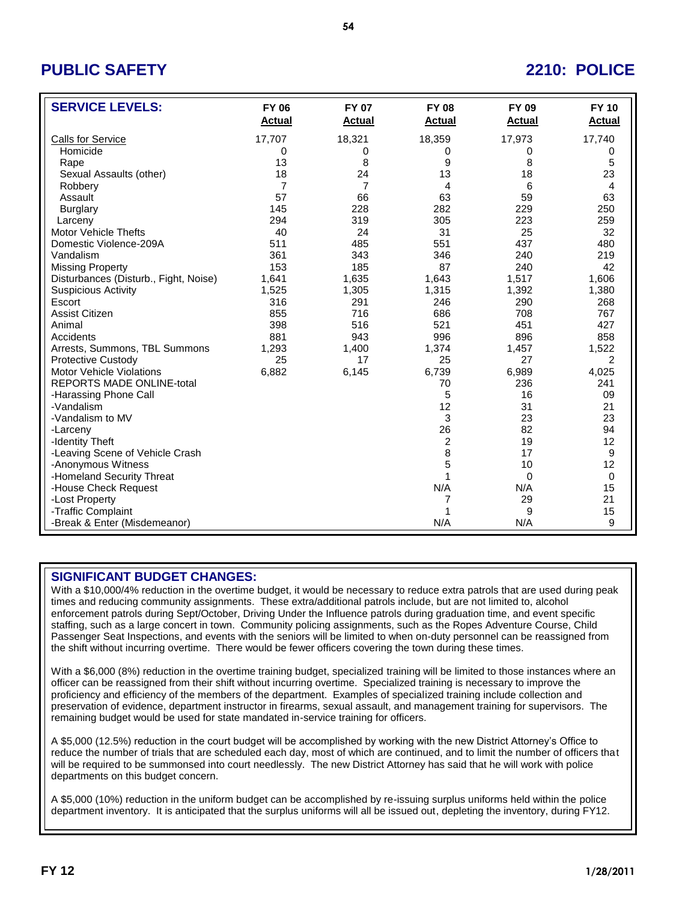# PUBLIC SAFETY

# 2210: POLICE

| SERVICE LEVELS: | FY 06 Actual | FY 07 Actual | FY 08 Actual | FY 09 Actual | FY 10 Actual |
|---|---|---|---|---|---|
| Calls for Service | 17,707 | 18,321 | 18,359 | 17,973 | 17,740 |
| Homicide | 0 | 0 | 0 | 0 | 0 |
| Rape | 13 | 8 | 9 | 8 | 5 |
| Sexual Assaults (other) | 18 | 24 | 13 | 18 | 23 |
| Robbery | 7 | 7 | 4 | 6 | 4 |
| Assault | 57 | 66 | 63 | 59 | 63 |
| Burglary | 145 | 228 | 282 | 229 | 250 |
| Larceny | 294 | 319 | 305 | 223 | 259 |
| Motor Vehicle Thefts | 40 | 24 | 31 | 25 | 32 |
| Domestic Violence-209A | 511 | 485 | 551 | 437 | 480 |
| Vandalism | 361 | 343 | 346 | 240 | 219 |
| Missing Property | 153 | 185 | 87 | 240 | 42 |
| Disturbances (Disturb., Fight, Noise) | 1,641 | 1,635 | 1,643 | 1,517 | 1,606 |
| Suspicious Activity | 1,525 | 1,305 | 1,315 | 1,392 | 1,380 |
| Escort | 316 | 291 | 246 | 290 | 268 |
| Assist Citizen | 855 | 716 | 686 | 708 | 767 |
| Animal | 398 | 516 | 521 | 451 | 427 |
| Accidents | 881 | 943 | 996 | 896 | 858 |
| Arrests, Summons, TBL Summons | 1,293 | 1,400 | 1,374 | 1,457 | 1,522 |
| Protective Custody | 25 | 17 | 25 | 27 | 2 |
| Motor Vehicle Violations | 6,882 | 6,145 | 6,739 | 6,989 | 4,025 |
| REPORTS MADE ONLINE-total | | | 70 | 236 | 241 |
| -Harassing Phone Call | | | 5 | 16 | 09 |
| -Vandalism | | | 12 | 31 | 21 |
| -Vandalism to MV | | | 3 | 23 | 23 |
| -Larceny | | | 26 | 82 | 94 |
| -Identity Theft | | | 2 | 19 | 12 |
| -Leaving Scene of Vehicle Crash | | | 8 | 17 | 9 |
| -Anonymous Witness | | | 5 | 10 | 12 |
| -Homeland Security Threat | | | 1 | 0 | 0 |
| -House Check Request | | | N/A | N/A | 15 |
| -Lost Property | | | 7 | 29 | 21 |
| -Traffic Complaint | | | 1 | 9 | 15 |
| -Break & Enter (Misdemeanor) | | | N/A | N/A | 9 |

## SIGNIFICANT BUDGET CHANGES:

With a $10,000/4% reduction in the overtime budget, it would be necessary to reduce extra patrols that are used during peak times and reducing community assignments. These extra/additional patrols include, but are not limited to, alcohol enforcement patrols during Sept/October, Driving Under the Influence patrols during graduation time, and event specific staffing, such as a large concert in town. Community policing assignments, such as the Ropes Adventure Course, Child Passenger Seat Inspections, and events with the seniors will be limited to when on-duty personnel can be reassigned from the shift without incurring overtime. There would be fewer officers covering the town during these times.

With a $6,000 (8%) reduction in the overtime training budget, specialized training will be limited to those instances where an officer can be reassigned from their shift without incurring overtime. Specialized training is necessary to improve the proficiency and efficiency of the members of the department. Examples of specialized training include collection and preservation of evidence, department instructor in firearms, sexual assault, and management training for supervisors. The remaining budget would be used for state mandated in-service training for officers.

A $5,000 (12.5%) reduction in the court budget will be accomplished by working with the new District Attorney's Office to reduce the number of trials that are scheduled each day, most of which are continued, and to limit the number of officers that will be required to be summonsed into court needlessly. The new District Attorney has said that he will work with police departments on this budget concern.

A $5,000 (10%) reduction in the uniform budget can be accomplished by re-issuing surplus uniforms held within the police department inventory. It is anticipated that the surplus uniforms will all be issued out, depleting the inventory, during FY12.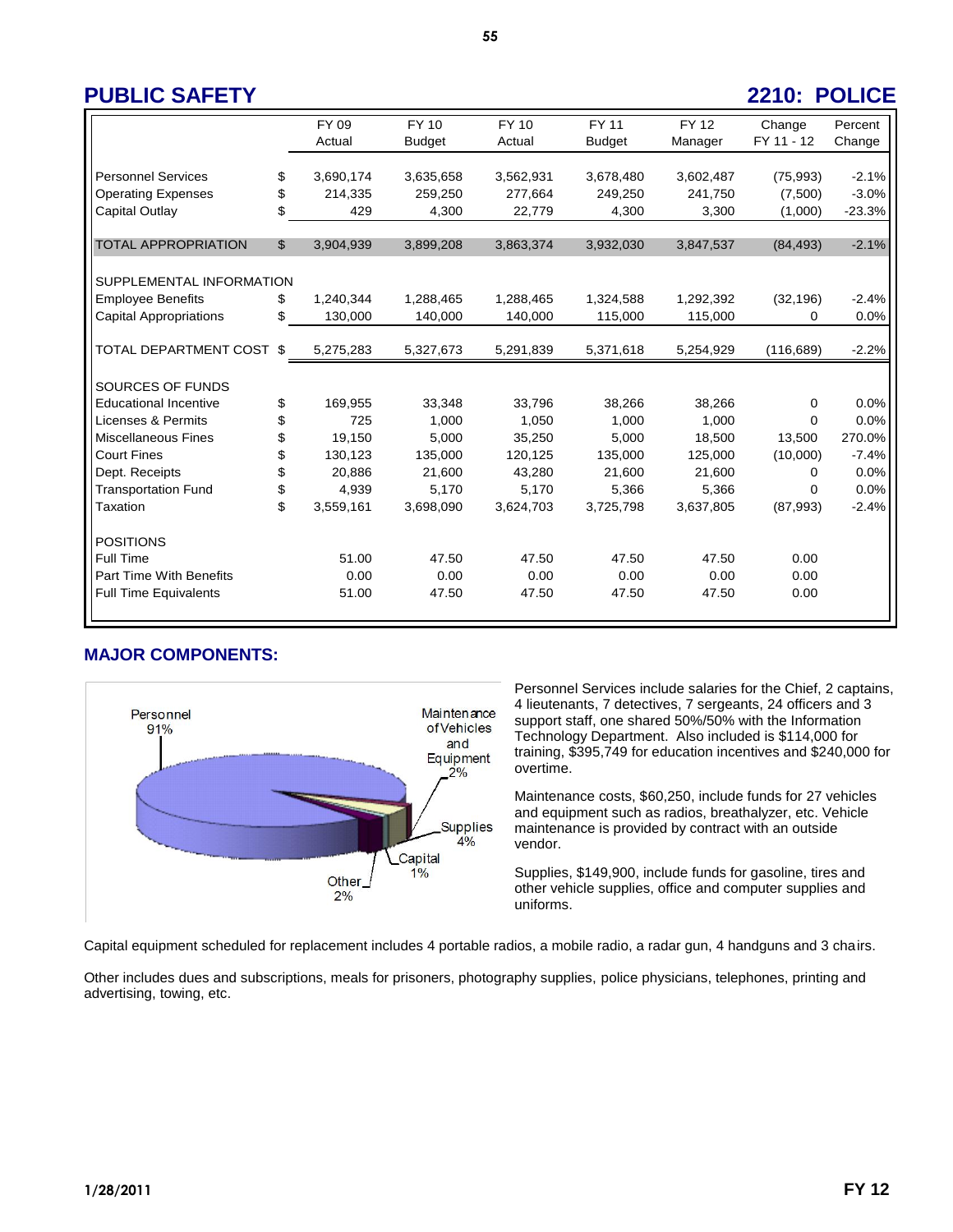## PUBLIC SAFETY — 2210: POLICE

| | | FY 09 Actual | FY 10 Budget | FY 10 Actual | FY 11 Budget | FY 12 Manager | Change FY 11 - 12 | Percent Change |
|---|---|---|---|---|---|---|---|---|
| Personnel Services | $ | 3,690,174 | 3,635,658 | 3,562,931 | 3,678,480 | 3,602,487 | (75,993) | -2.1% |
| Operating Expenses | $ | 214,335 | 259,250 | 277,664 | 249,250 | 241,750 | (7,500) | -3.0% |
| Capital Outlay | $ | 429 | 4,300 | 22,779 | 4,300 | 3,300 | (1,000) | -23.3% |
| TOTAL APPROPRIATION | $ | 3,904,939 | 3,899,208 | 3,863,374 | 3,932,030 | 3,847,537 | (84,493) | -2.1% |
| SUPPLEMENTAL INFORMATION | | | | | | | | |
| Employee Benefits | $ | 1,240,344 | 1,288,465 | 1,288,465 | 1,324,588 | 1,292,392 | (32,196) | -2.4% |
| Capital Appropriations | $ | 130,000 | 140,000 | 140,000 | 115,000 | 115,000 | 0 | 0.0% |
| TOTAL DEPARTMENT COST | $ | 5,275,283 | 5,327,673 | 5,291,839 | 5,371,618 | 5,254,929 | (116,689) | -2.2% |
| SOURCES OF FUNDS | | | | | | | | |
| Educational Incentive | $ | 169,955 | 33,348 | 33,796 | 38,266 | 38,266 | 0 | 0.0% |
| Licenses & Permits | $ | 725 | 1,000 | 1,050 | 1,000 | 1,000 | 0 | 0.0% |
| Miscellaneous Fines | $ | 19,150 | 5,000 | 35,250 | 5,000 | 18,500 | 13,500 | 270.0% |
| Court Fines | $ | 130,123 | 135,000 | 120,125 | 135,000 | 125,000 | (10,000) | -7.4% |
| Dept. Receipts | $ | 20,886 | 21,600 | 43,280 | 21,600 | 21,600 | 0 | 0.0% |
| Transportation Fund | $ | 4,939 | 5,170 | 5,170 | 5,366 | 5,366 | 0 | 0.0% |
| Taxation | $ | 3,559,161 | 3,698,090 | 3,624,703 | 3,725,798 | 3,637,805 | (87,993) | -2.4% |
| POSITIONS | | | | | | | | |
| Full Time | | 51.00 | 47.50 | 47.50 | 47.50 | 47.50 | 0.00 | |
| Part Time With Benefits | | 0.00 | 0.00 | 0.00 | 0.00 | 0.00 | 0.00 | |
| Full Time Equivalents | | 51.00 | 47.50 | 47.50 | 47.50 | 47.50 | 0.00 | |

## MAJOR COMPONENTS:

Personnel 91%

Maintenance of Vehicles and Equipment 2%

Supplies 4%

Capital 1%

Other 2%

Personnel Services include salaries for the Chief, 2 captains, 4 lieutenants, 7 detectives, 7 sergeants, 24 officers and 3 support staff, one shared 50%/50% with the Information Technology Department. Also included is $114,000 for training, $395,749 for education incentives and $240,000 for overtime.

Maintenance costs, $60,250, include funds for 27 vehicles and equipment such as radios, breathalyzer, etc. Vehicle maintenance is provided by contract with an outside vendor.

Supplies, $149,900, include funds for gasoline, tires and other vehicle supplies, office and computer supplies and uniforms.

Capital equipment scheduled for replacement includes 4 portable radios, a mobile radio, a radar gun, 4 handguns and 3 chairs.

Other includes dues and subscriptions, meals for prisoners, photography supplies, police physicians, telephones, printing and advertising, towing, etc.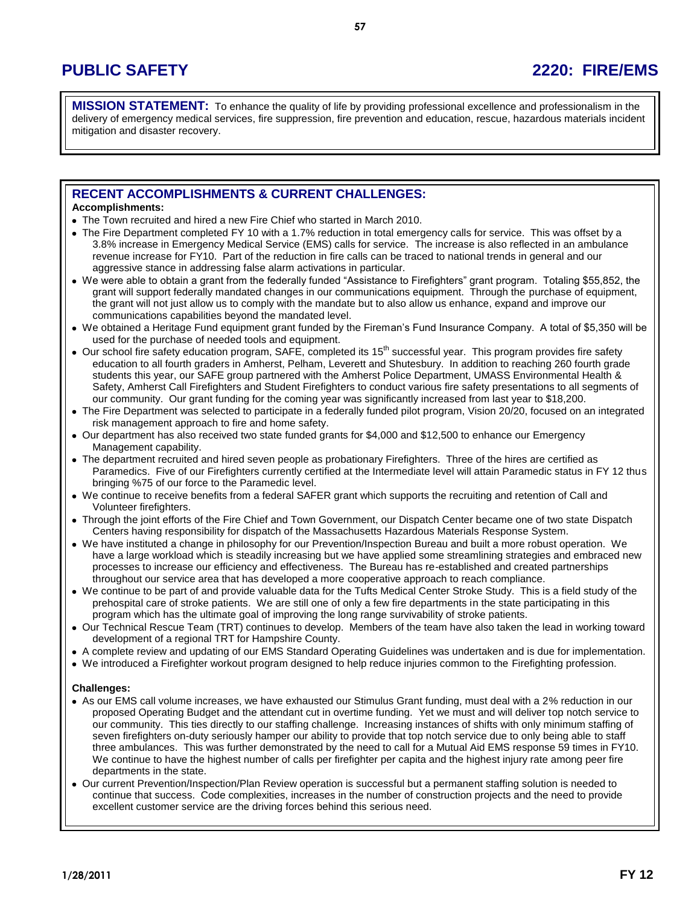# PUBLIC SAFETY

# 2220: FIRE/EMS

**MISSION STATEMENT:** To enhance the quality of life by providing professional excellence and professionalism in the delivery of emergency medical services, fire suppression, fire prevention and education, rescue, hazardous materials incident mitigation and disaster recovery.

## RECENT ACCOMPLISHMENTS & CURRENT CHALLENGES:

**Accomplishments:**

- The Town recruited and hired a new Fire Chief who started in March 2010.
- The Fire Department completed FY 10 with a 1.7% reduction in total emergency calls for service. This was offset by a 3.8% increase in Emergency Medical Service (EMS) calls for service. The increase is also reflected in an ambulance revenue increase for FY10. Part of the reduction in fire calls can be traced to national trends in general and our aggressive stance in addressing false alarm activations in particular.
- We were able to obtain a grant from the federally funded "Assistance to Firefighters" grant program. Totaling $55,852, the grant will support federally mandated changes in our communications equipment. Through the purchase of equipment, the grant will not just allow us to comply with the mandate but to also allow us enhance, expand and improve our communications capabilities beyond the mandated level.
- We obtained a Heritage Fund equipment grant funded by the Fireman's Fund Insurance Company. A total of $5,350 will be used for the purchase of needed tools and equipment.
- Our school fire safety education program, SAFE, completed its 15th successful year. This program provides fire safety education to all fourth graders in Amherst, Pelham, Leverett and Shutesbury. In addition to reaching 260 fourth grade students this year, our SAFE group partnered with the Amherst Police Department, UMASS Environmental Health & Safety, Amherst Call Firefighters and Student Firefighters to conduct various fire safety presentations to all segments of our community. Our grant funding for the coming year was significantly increased from last year to $18,200.
- The Fire Department was selected to participate in a federally funded pilot program, Vision 20/20, focused on an integrated risk management approach to fire and home safety.
- Our department has also received two state funded grants for $4,000 and $12,500 to enhance our Emergency Management capability.
- The department recruited and hired seven people as probationary Firefighters. Three of the hires are certified as Paramedics. Five of our Firefighters currently certified at the Intermediate level will attain Paramedic status in FY 12 thus bringing %75 of our force to the Paramedic level.
- We continue to receive benefits from a federal SAFER grant which supports the recruiting and retention of Call and Volunteer firefighters.
- Through the joint efforts of the Fire Chief and Town Government, our Dispatch Center became one of two state Dispatch Centers having responsibility for dispatch of the Massachusetts Hazardous Materials Response System.
- We have instituted a change in philosophy for our Prevention/Inspection Bureau and built a more robust operation. We have a large workload which is steadily increasing but we have applied some streamlining strategies and embraced new processes to increase our efficiency and effectiveness. The Bureau has re-established and created partnerships throughout our service area that has developed a more cooperative approach to reach compliance.
- We continue to be part of and provide valuable data for the Tufts Medical Center Stroke Study. This is a field study of the prehospital care of stroke patients. We are still one of only a few fire departments in the state participating in this program which has the ultimate goal of improving the long range survivability of stroke patients.
- Our Technical Rescue Team (TRT) continues to develop. Members of the team have also taken the lead in working toward development of a regional TRT for Hampshire County.
- A complete review and updating of our EMS Standard Operating Guidelines was undertaken and is due for implementation.
- We introduced a Firefighter workout program designed to help reduce injuries common to the Firefighting profession.

**Challenges:**

- As our EMS call volume increases, we have exhausted our Stimulus Grant funding, must deal with a 2% reduction in our proposed Operating Budget and the attendant cut in overtime funding. Yet we must and will deliver top notch service to our community. This ties directly to our staffing challenge. Increasing instances of shifts with only minimum staffing of seven firefighters on-duty seriously hamper our ability to provide that top notch service due to only being able to staff three ambulances. This was further demonstrated by the need to call for a Mutual Aid EMS response 59 times in FY10. We continue to have the highest number of calls per firefighter per capita and the highest injury rate among peer fire departments in the state.
- Our current Prevention/Inspection/Plan Review operation is successful but a permanent staffing solution is needed to continue that success. Code complexities, increases in the number of construction projects and the need to provide excellent customer service are the driving forces behind this serious need.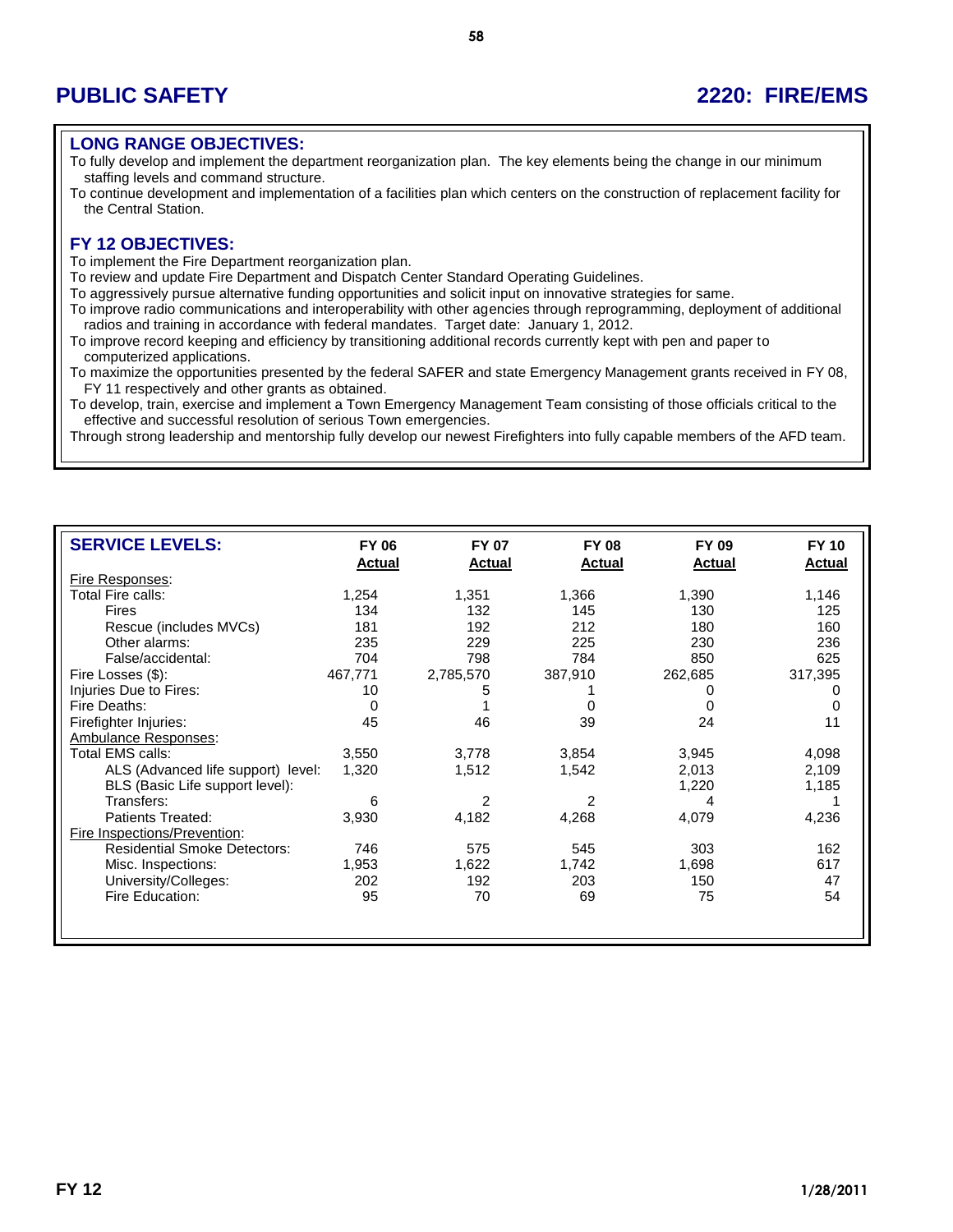# PUBLIC SAFETY

# 2220: FIRE/EMS

## LONG RANGE OBJECTIVES:

To fully develop and implement the department reorganization plan. The key elements being the change in our minimum staffing levels and command structure.

To continue development and implementation of a facilities plan which centers on the construction of replacement facility for the Central Station.

## FY 12 OBJECTIVES:

To implement the Fire Department reorganization plan.

To review and update Fire Department and Dispatch Center Standard Operating Guidelines.

To aggressively pursue alternative funding opportunities and solicit input on innovative strategies for same.

To improve radio communications and interoperability with other agencies through reprogramming, deployment of additional radios and training in accordance with federal mandates. Target date: January 1, 2012.

To improve record keeping and efficiency by transitioning additional records currently kept with pen and paper to computerized applications.

To maximize the opportunities presented by the federal SAFER and state Emergency Management grants received in FY 08, FY 11 respectively and other grants as obtained.

To develop, train, exercise and implement a Town Emergency Management Team consisting of those officials critical to the effective and successful resolution of serious Town emergencies.

Through strong leadership and mentorship fully develop our newest Firefighters into fully capable members of the AFD team.

| SERVICE LEVELS: | FY 06 Actual | FY 07 Actual | FY 08 Actual | FY 09 Actual | FY 10 Actual |
|---|---|---|---|---|---|
| Fire Responses: | | | | | |
| Total Fire calls: | 1,254 | 1,351 | 1,366 | 1,390 | 1,146 |
| Fires | 134 | 132 | 145 | 130 | 125 |
| Rescue (includes MVCs) | 181 | 192 | 212 | 180 | 160 |
| Other alarms: | 235 | 229 | 225 | 230 | 236 |
| False/accidental: | 704 | 798 | 784 | 850 | 625 |
| Fire Losses ($): | 467,771 | 2,785,570 | 387,910 | 262,685 | 317,395 |
| Injuries Due to Fires: | 10 | 5 | 1 | 0 | 0 |
| Fire Deaths: | 0 | 1 | 0 | 0 | 0 |
| Firefighter Injuries: | 45 | 46 | 39 | 24 | 11 |
| Ambulance Responses: | | | | | |
| Total EMS calls: | 3,550 | 3,778 | 3,854 | 3,945 | 4,098 |
| ALS (Advanced life support) level: | 1,320 | 1,512 | 1,542 | 2,013 | 2,109 |
| BLS (Basic Life support level): | | | | 1,220 | 1,185 |
| Transfers: | 6 | 2 | 2 | 4 | 1 |
| Patients Treated: | 3,930 | 4,182 | 4,268 | 4,079 | 4,236 |
| Fire Inspections/Prevention: | | | | | |
| Residential Smoke Detectors: | 746 | 575 | 545 | 303 | 162 |
| Misc. Inspections: | 1,953 | 1,622 | 1,742 | 1,698 | 617 |
| University/Colleges: | 202 | 192 | 203 | 150 | 47 |
| Fire Education: | 95 | 70 | 69 | 75 | 54 |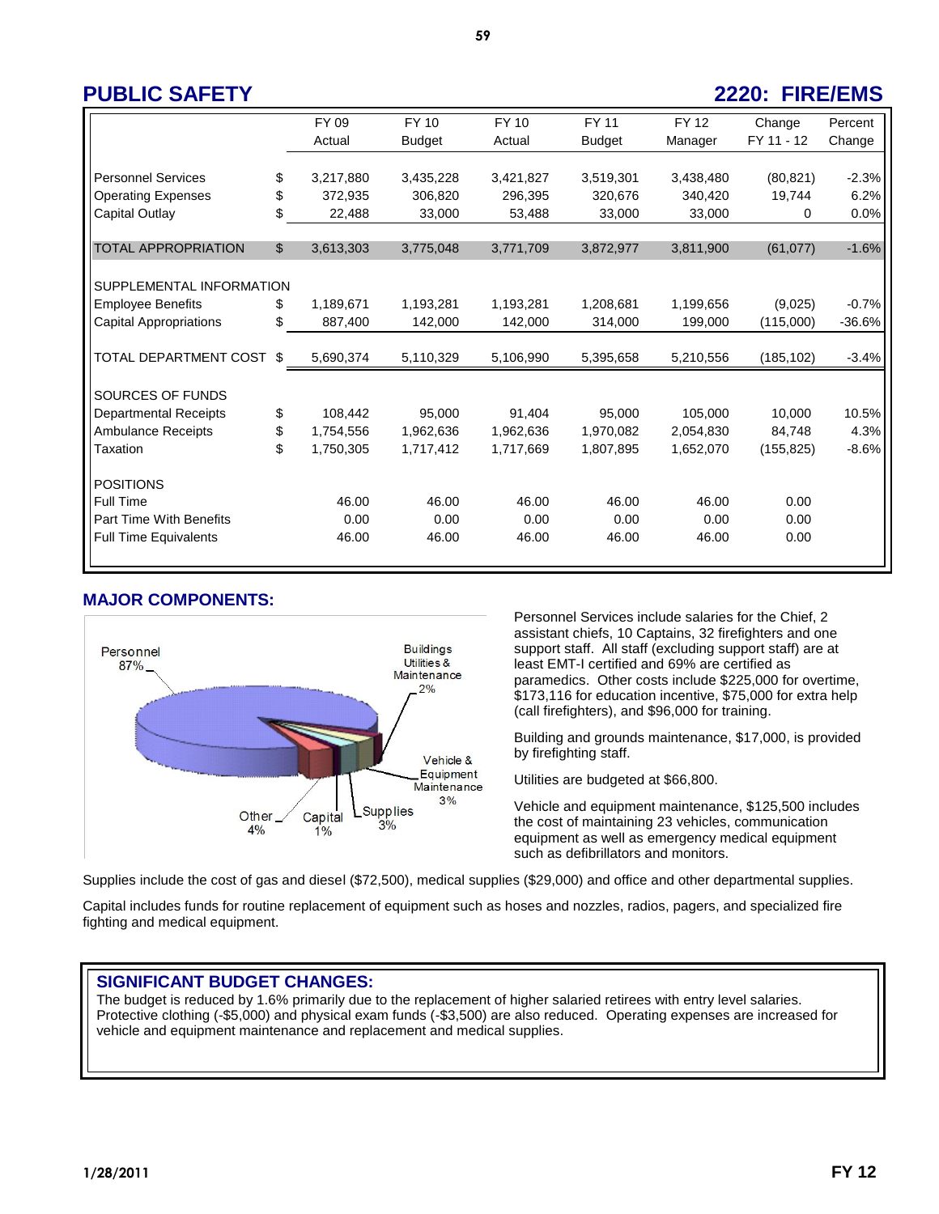## PUBLIC SAFETY

## 2220: FIRE/EMS

| | | FY 09 Actual | FY 10 Budget | FY 10 Actual | FY 11 Budget | FY 12 Manager | Change FY 11 - 12 | Percent Change |
|---|---|---|---|---|---|---|---|---|
| Personnel Services | $ | 3,217,880 | 3,435,228 | 3,421,827 | 3,519,301 | 3,438,480 | (80,821) | -2.3% |
| Operating Expenses | $ | 372,935 | 306,820 | 296,395 | 320,676 | 340,420 | 19,744 | 6.2% |
| Capital Outlay | $ | 22,488 | 33,000 | 53,488 | 33,000 | 33,000 | 0 | 0.0% |
| TOTAL APPROPRIATION | $ | 3,613,303 | 3,775,048 | 3,771,709 | 3,872,977 | 3,811,900 | (61,077) | -1.6% |
| SUPPLEMENTAL INFORMATION | | | | | | | | |
| Employee Benefits | $ | 1,189,671 | 1,193,281 | 1,193,281 | 1,208,681 | 1,199,656 | (9,025) | -0.7% |
| Capital Appropriations | $ | 887,400 | 142,000 | 142,000 | 314,000 | 199,000 | (115,000) | -36.6% |
| TOTAL DEPARTMENT COST | $ | 5,690,374 | 5,110,329 | 5,106,990 | 5,395,658 | 5,210,556 | (185,102) | -3.4% |
| SOURCES OF FUNDS | | | | | | | | |
| Departmental Receipts | $ | 108,442 | 95,000 | 91,404 | 95,000 | 105,000 | 10,000 | 10.5% |
| Ambulance Receipts | $ | 1,754,556 | 1,962,636 | 1,962,636 | 1,970,082 | 2,054,830 | 84,748 | 4.3% |
| Taxation | $ | 1,750,305 | 1,717,412 | 1,717,669 | 1,807,895 | 1,652,070 | (155,825) | -8.6% |
| POSITIONS | | | | | | | | |
| Full Time | | 46.00 | 46.00 | 46.00 | 46.00 | 46.00 | 0.00 | |
| Part Time With Benefits | | 0.00 | 0.00 | 0.00 | 0.00 | 0.00 | 0.00 | |
| Full Time Equivalents | | 46.00 | 46.00 | 46.00 | 46.00 | 46.00 | 0.00 | |

### MAJOR COMPONENTS:

Personnel 87%
Buildings Utilities & Maintenance 2%
Vehicle & Equipment Maintenance 3%
Supplies 3%
Capital 1%
Other 4%

Personnel Services include salaries for the Chief, 2 assistant chiefs, 10 Captains, 32 firefighters and one support staff. All staff (excluding support staff) are at least EMT-I certified and 69% are certified as paramedics. Other costs include $225,000 for overtime, $173,116 for education incentive, $75,000 for extra help (call firefighters), and $96,000 for training.

Building and grounds maintenance, $17,000, is provided by firefighting staff.

Utilities are budgeted at $66,800.

Vehicle and equipment maintenance, $125,500 includes the cost of maintaining 23 vehicles, communication equipment as well as emergency medical equipment such as defibrillators and monitors.

Supplies include the cost of gas and diesel ($72,500), medical supplies ($29,000) and office and other departmental supplies.

Capital includes funds for routine replacement of equipment such as hoses and nozzles, radios, pagers, and specialized fire fighting and medical equipment.

### SIGNIFICANT BUDGET CHANGES:

The budget is reduced by 1.6% primarily due to the replacement of higher salaried retirees with entry level salaries. Protective clothing (-$5,000) and physical exam funds (-$3,500) are also reduced. Operating expenses are increased for vehicle and equipment maintenance and replacement and medical supplies.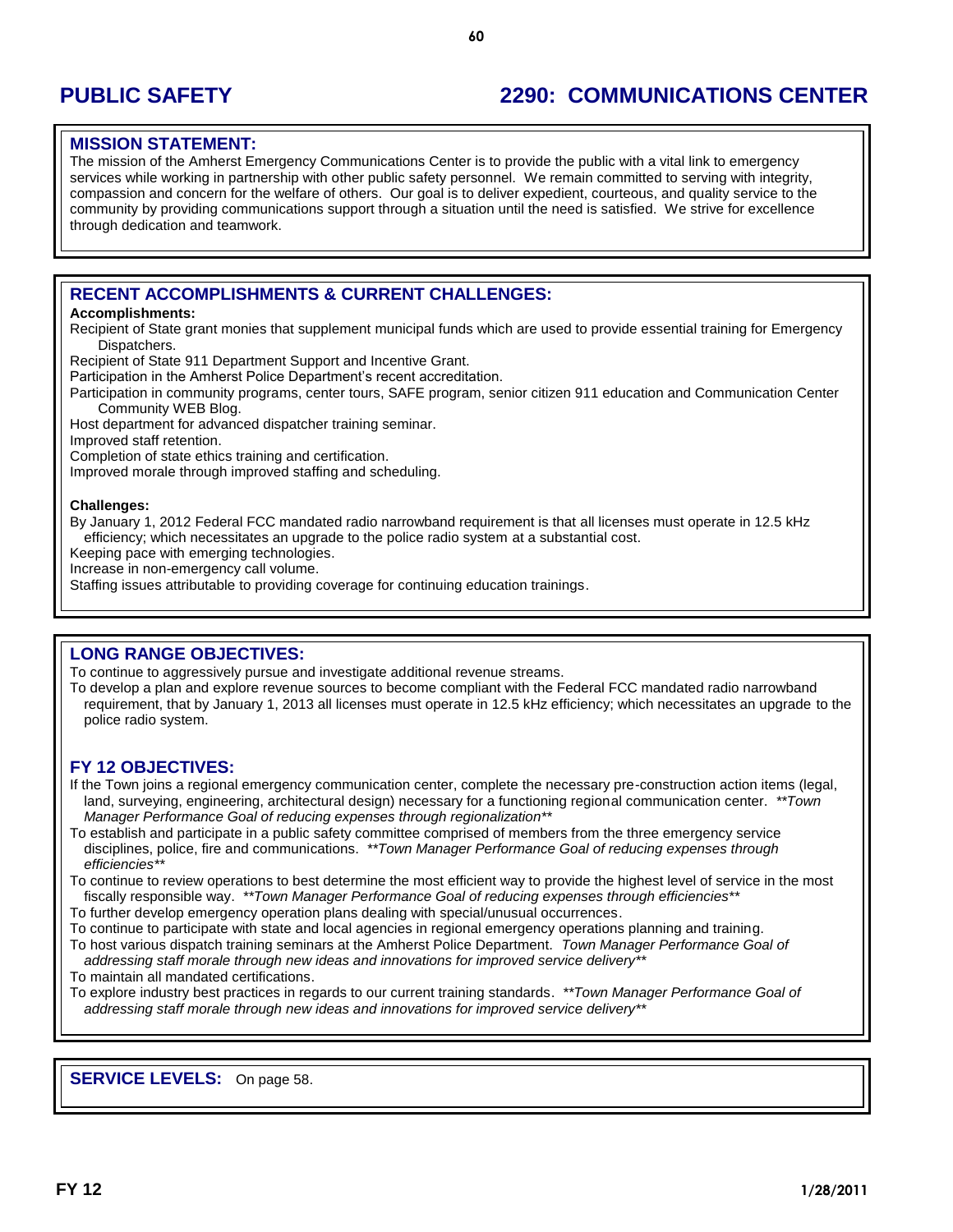# PUBLIC SAFETY — 2290: COMMUNICATIONS CENTER

## MISSION STATEMENT:

The mission of the Amherst Emergency Communications Center is to provide the public with a vital link to emergency services while working in partnership with other public safety personnel. We remain committed to serving with integrity, compassion and concern for the welfare of others. Our goal is to deliver expedient, courteous, and quality service to the community by providing communications support through a situation until the need is satisfied. We strive for excellence through dedication and teamwork.

## RECENT ACCOMPLISHMENTS & CURRENT CHALLENGES:

**Accomplishments:**

Recipient of State grant monies that supplement municipal funds which are used to provide essential training for Emergency Dispatchers.

Recipient of State 911 Department Support and Incentive Grant.

Participation in the Amherst Police Department's recent accreditation.

Participation in community programs, center tours, SAFE program, senior citizen 911 education and Communication Center Community WEB Blog.

Host department for advanced dispatcher training seminar.

Improved staff retention.

Completion of state ethics training and certification.

Improved morale through improved staffing and scheduling.

**Challenges:**

By January 1, 2012 Federal FCC mandated radio narrowband requirement is that all licenses must operate in 12.5 kHz efficiency; which necessitates an upgrade to the police radio system at a substantial cost.

Keeping pace with emerging technologies.

Increase in non-emergency call volume.

Staffing issues attributable to providing coverage for continuing education trainings.

## LONG RANGE OBJECTIVES:

To continue to aggressively pursue and investigate additional revenue streams.

To develop a plan and explore revenue sources to become compliant with the Federal FCC mandated radio narrowband requirement, that by January 1, 2013 all licenses must operate in 12.5 kHz efficiency; which necessitates an upgrade to the police radio system.

## FY 12 OBJECTIVES:

If the Town joins a regional emergency communication center, complete the necessary pre-construction action items (legal, land, surveying, engineering, architectural design) necessary for a functioning regional communication center. *\*\*Town Manager Performance Goal of reducing expenses through regionalization\*\**

To establish and participate in a public safety committee comprised of members from the three emergency service disciplines, police, fire and communications. *\*\*Town Manager Performance Goal of reducing expenses through efficiencies\*\**

To continue to review operations to best determine the most efficient way to provide the highest level of service in the most fiscally responsible way. *\*\*Town Manager Performance Goal of reducing expenses through efficiencies\*\**

To further develop emergency operation plans dealing with special/unusual occurrences.

To continue to participate with state and local agencies in regional emergency operations planning and training.

To host various dispatch training seminars at the Amherst Police Department. *Town Manager Performance Goal of addressing staff morale through new ideas and innovations for improved service delivery\*\**

To maintain all mandated certifications.

To explore industry best practices in regards to our current training standards. *\*\*Town Manager Performance Goal of addressing staff morale through new ideas and innovations for improved service delivery\*\**

## SERVICE LEVELS: On page 58.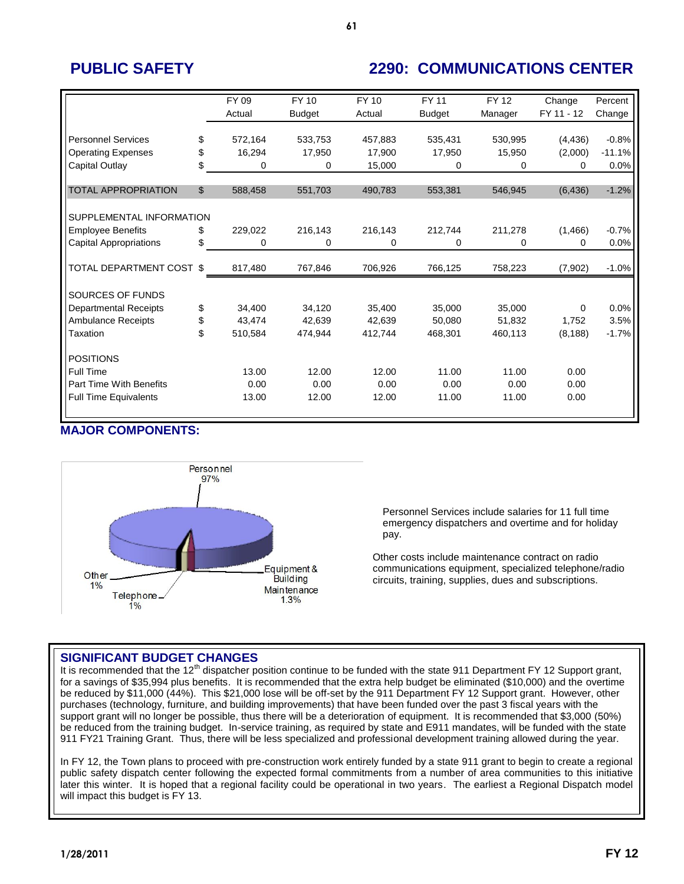# PUBLIC SAFETY

# 2290: COMMUNICATIONS CENTER

| | | FY 09 Actual | FY 10 Budget | FY 10 Actual | FY 11 Budget | FY 12 Manager | Change FY 11 - 12 | Percent Change |
|---|---|---|---|---|---|---|---|---|
| Personnel Services | $ | 572,164 | 533,753 | 457,883 | 535,431 | 530,995 | (4,436) | -0.8% |
| Operating Expenses | $ | 16,294 | 17,950 | 17,900 | 17,950 | 15,950 | (2,000) | -11.1% |
| Capital Outlay | $ | 0 | 0 | 15,000 | 0 | 0 | 0 | 0.0% |
| TOTAL APPROPRIATION | $ | 588,458 | 551,703 | 490,783 | 553,381 | 546,945 | (6,436) | -1.2% |
| SUPPLEMENTAL INFORMATION | | | | | | | | |
| Employee Benefits | $ | 229,022 | 216,143 | 216,143 | 212,744 | 211,278 | (1,466) | -0.7% |
| Capital Appropriations | $ | 0 | 0 | 0 | 0 | 0 | 0 | 0.0% |
| TOTAL DEPARTMENT COST | $ | 817,480 | 767,846 | 706,926 | 766,125 | 758,223 | (7,902) | -1.0% |
| SOURCES OF FUNDS | | | | | | | | |
| Departmental Receipts | $ | 34,400 | 34,120 | 35,400 | 35,000 | 35,000 | 0 | 0.0% |
| Ambulance Receipts | $ | 43,474 | 42,639 | 42,639 | 50,080 | 51,832 | 1,752 | 3.5% |
| Taxation | $ | 510,584 | 474,944 | 412,744 | 468,301 | 460,113 | (8,188) | -1.7% |
| POSITIONS | | | | | | | | |
| Full Time | | 13.00 | 12.00 | 12.00 | 11.00 | 11.00 | 0.00 | |
| Part Time With Benefits | | 0.00 | 0.00 | 0.00 | 0.00 | 0.00 | 0.00 | |
| Full Time Equivalents | | 13.00 | 12.00 | 12.00 | 11.00 | 11.00 | 0.00 | |

## MAJOR COMPONENTS:

Personnel 97%

Other 1%

Telephone 1%

Equipment & Building Maintenance 1.3%

Personnel Services include salaries for 11 full time emergency dispatchers and overtime and for holiday pay.

Other costs include maintenance contract on radio communications equipment, specialized telephone/radio circuits, training, supplies, dues and subscriptions.

## SIGNIFICANT BUDGET CHANGES

It is recommended that the 12th dispatcher position continue to be funded with the state 911 Department FY 12 Support grant, for a savings of $35,994 plus benefits. It is recommended that the extra help budget be eliminated ($10,000) and the overtime be reduced by $11,000 (44%). This $21,000 lose will be off-set by the 911 Department FY 12 Support grant. However, other purchases (technology, furniture, and building improvements) that have been funded over the past 3 fiscal years with the support grant will no longer be possible, thus there will be a deterioration of equipment. It is recommended that $3,000 (50%) be reduced from the training budget. In-service training, as required by state and E911 mandates, will be funded with the state 911 FY21 Training Grant. Thus, there will be less specialized and professional development training allowed during the year.

In FY 12, the Town plans to proceed with pre-construction work entirely funded by a state 911 grant to begin to create a regional public safety dispatch center following the expected formal commitments from a number of area communities to this initiative later this winter. It is hoped that a regional facility could be operational in two years. The earliest a Regional Dispatch model will impact this budget is FY 13.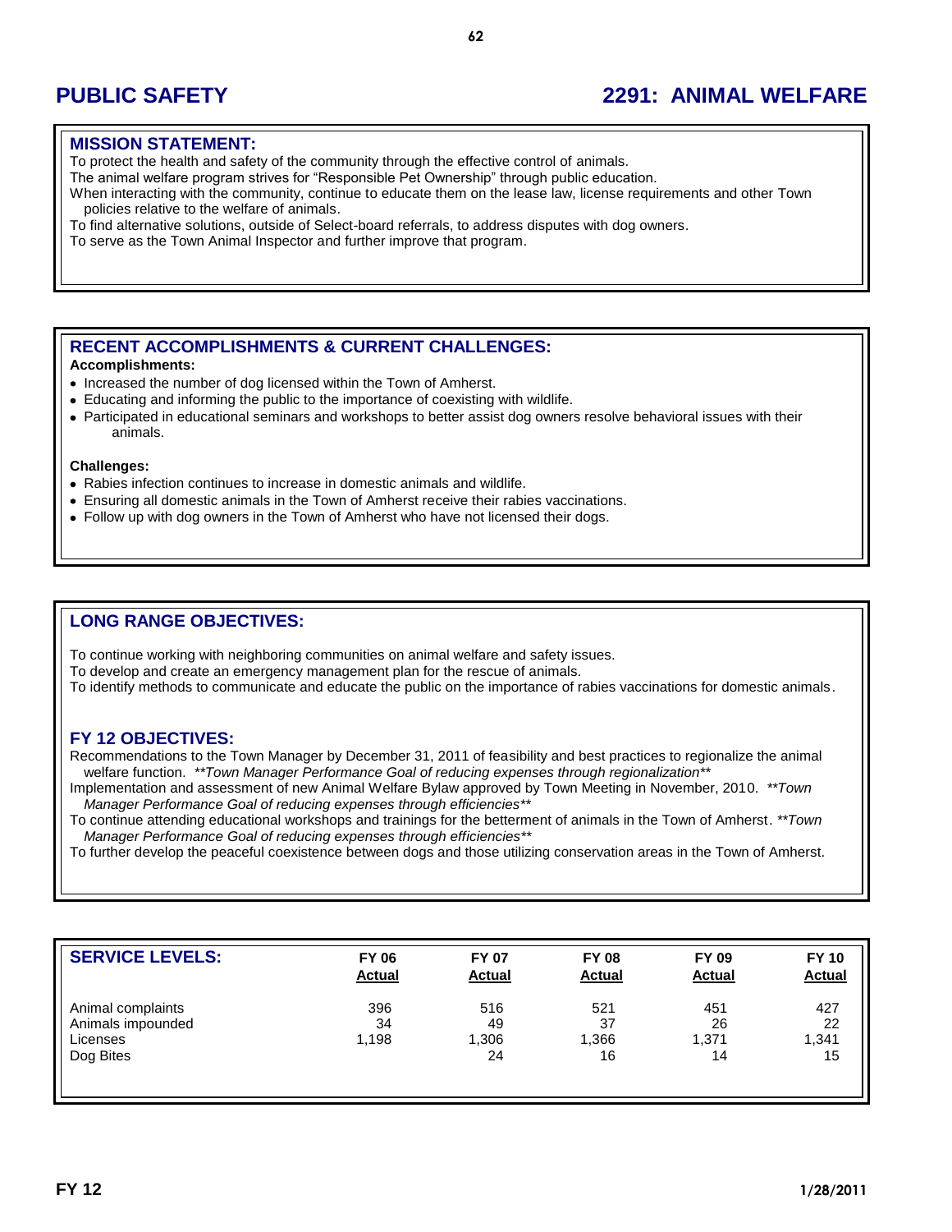# PUBLIC SAFETY

# 2291: ANIMAL WELFARE

## MISSION STATEMENT:

To protect the health and safety of the community through the effective control of animals.
The animal welfare program strives for "Responsible Pet Ownership" through public education.
When interacting with the community, continue to educate them on the lease law, license requirements and other Town policies relative to the welfare of animals.
To find alternative solutions, outside of Select-board referrals, to address disputes with dog owners.
To serve as the Town Animal Inspector and further improve that program.

## RECENT ACCOMPLISHMENTS & CURRENT CHALLENGES:

**Accomplishments:**

- Increased the number of dog licensed within the Town of Amherst.
- Educating and informing the public to the importance of coexisting with wildlife.
- Participated in educational seminars and workshops to better assist dog owners resolve behavioral issues with their animals.

**Challenges:**

- Rabies infection continues to increase in domestic animals and wildlife.
- Ensuring all domestic animals in the Town of Amherst receive their rabies vaccinations.
- Follow up with dog owners in the Town of Amherst who have not licensed their dogs.

## LONG RANGE OBJECTIVES:

To continue working with neighboring communities on animal welfare and safety issues.
To develop and create an emergency management plan for the rescue of animals.
To identify methods to communicate and educate the public on the importance of rabies vaccinations for domestic animals.

## FY 12 OBJECTIVES:

Recommendations to the Town Manager by December 31, 2011 of feasibility and best practices to regionalize the animal welfare function. *\*\*Town Manager Performance Goal of reducing expenses through regionalization\*\**
Implementation and assessment of new Animal Welfare Bylaw approved by Town Meeting in November, 2010. *\*\*Town Manager Performance Goal of reducing expenses through efficiencies\*\**
To continue attending educational workshops and trainings for the betterment of animals in the Town of Amherst. *\*\*Town Manager Performance Goal of reducing expenses through efficiencies\*\**
To further develop the peaceful coexistence between dogs and those utilizing conservation areas in the Town of Amherst.

| SERVICE LEVELS: | FY 06 Actual | FY 07 Actual | FY 08 Actual | FY 09 Actual | FY 10 Actual |
|---|---|---|---|---|---|
| Animal complaints | 396 | 516 | 521 | 451 | 427 |
| Animals impounded | 34 | 49 | 37 | 26 | 22 |
| Licenses | 1,198 | 1,306 | 1,366 | 1,371 | 1,341 |
| Dog Bites | | 24 | 16 | 14 | 15 |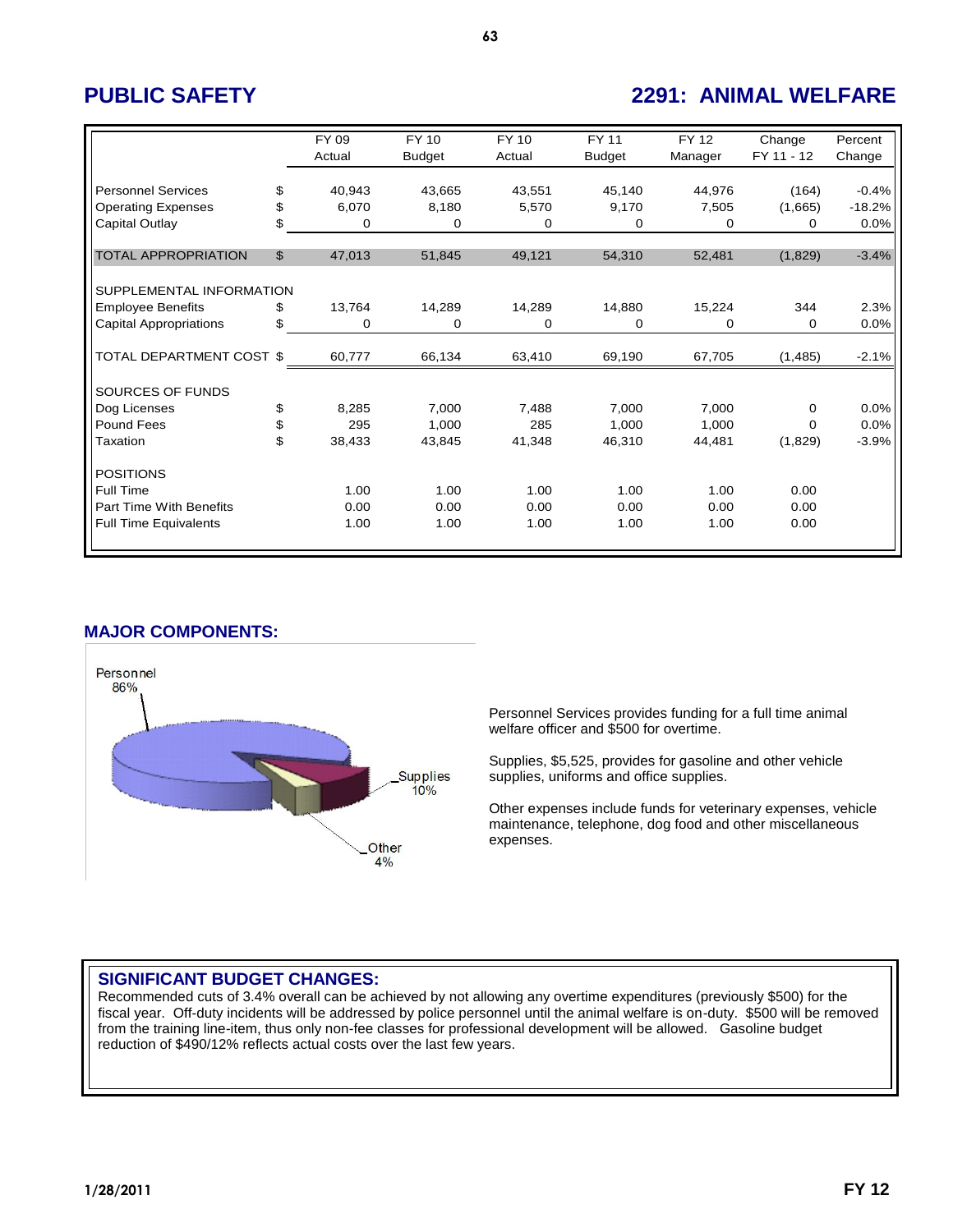## PUBLIC SAFETY

## 2291: ANIMAL WELFARE

| | | FY 09 Actual | FY 10 Budget | FY 10 Actual | FY 11 Budget | FY 12 Manager | Change FY 11 - 12 | Percent Change |
|---|---|---|---|---|---|---|---|---|
| Personnel Services | $ | 40,943 | 43,665 | 43,551 | 45,140 | 44,976 | (164) | -0.4% |
| Operating Expenses | $ | 6,070 | 8,180 | 5,570 | 9,170 | 7,505 | (1,665) | -18.2% |
| Capital Outlay | $ | 0 | 0 | 0 | 0 | 0 | 0 | 0.0% |
| TOTAL APPROPRIATION | $ | 47,013 | 51,845 | 49,121 | 54,310 | 52,481 | (1,829) | -3.4% |
| SUPPLEMENTAL INFORMATION | | | | | | | | |
| Employee Benefits | $ | 13,764 | 14,289 | 14,289 | 14,880 | 15,224 | 344 | 2.3% |
| Capital Appropriations | $ | 0 | 0 | 0 | 0 | 0 | 0 | 0.0% |
| TOTAL DEPARTMENT COST | $ | 60,777 | 66,134 | 63,410 | 69,190 | 67,705 | (1,485) | -2.1% |
| SOURCES OF FUNDS | | | | | | | | |
| Dog Licenses | $ | 8,285 | 7,000 | 7,488 | 7,000 | 7,000 | 0 | 0.0% |
| Pound Fees | $ | 295 | 1,000 | 285 | 1,000 | 1,000 | 0 | 0.0% |
| Taxation | $ | 38,433 | 43,845 | 41,348 | 46,310 | 44,481 | (1,829) | -3.9% |
| POSITIONS | | | | | | | | |
| Full Time | | 1.00 | 1.00 | 1.00 | 1.00 | 1.00 | 0.00 | |
| Part Time With Benefits | | 0.00 | 0.00 | 0.00 | 0.00 | 0.00 | 0.00 | |
| Full Time Equivalents | | 1.00 | 1.00 | 1.00 | 1.00 | 1.00 | 0.00 | |

### MAJOR COMPONENTS:

Personnel 86%

Supplies 10%

Other 4%

Personnel Services provides funding for a full time animal welfare officer and $500 for overtime.

Supplies, $5,525, provides for gasoline and other vehicle supplies, uniforms and office supplies.

Other expenses include funds for veterinary expenses, vehicle maintenance, telephone, dog food and other miscellaneous expenses.

### SIGNIFICANT BUDGET CHANGES:

Recommended cuts of 3.4% overall can be achieved by not allowing any overtime expenditures (previously $500) for the fiscal year. Off-duty incidents will be addressed by police personnel until the animal welfare is on-duty. $500 will be removed from the training line-item, thus only non-fee classes for professional development will be allowed. Gasoline budget reduction of $490/12% reflects actual costs over the last few years.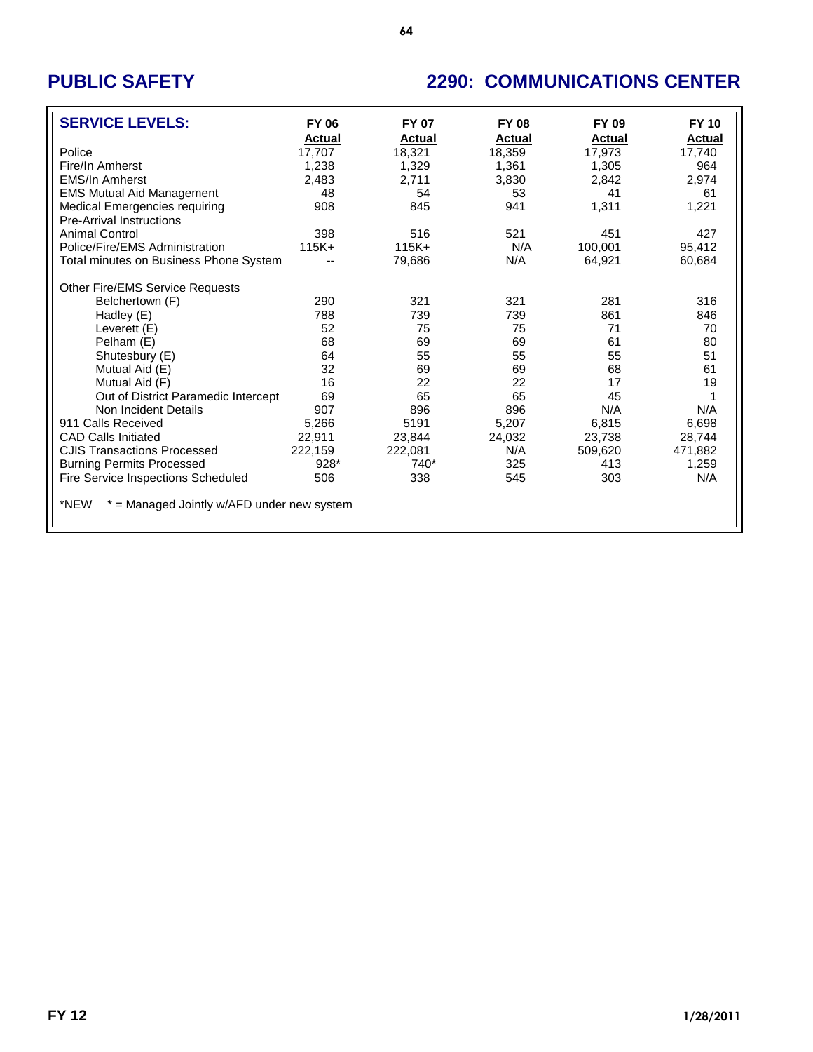# PUBLIC SAFETY

## 2290: COMMUNICATIONS CENTER

| SERVICE LEVELS: | FY 06 Actual | FY 07 Actual | FY 08 Actual | FY 09 Actual | FY 10 Actual |
|---|---|---|---|---|---|
| Police | 17,707 | 18,321 | 18,359 | 17,973 | 17,740 |
| Fire/In Amherst | 1,238 | 1,329 | 1,361 | 1,305 | 964 |
| EMS/In Amherst | 2,483 | 2,711 | 3,830 | 2,842 | 2,974 |
| EMS Mutual Aid Management | 48 | 54 | 53 | 41 | 61 |
| Medical Emergencies requiring Pre-Arrival Instructions | 908 | 845 | 941 | 1,311 | 1,221 |
| Animal Control | 398 | 516 | 521 | 451 | 427 |
| Police/Fire/EMS Administration | 115K+ | 115K+ | N/A | 100,001 | 95,412 |
| Total minutes on Business Phone System | -- | 79,686 | N/A | 64,921 | 60,684 |
| Other Fire/EMS Service Requests | | | | | |
| Belchertown (F) | 290 | 321 | 321 | 281 | 316 |
| Hadley (E) | 788 | 739 | 739 | 861 | 846 |
| Leverett (E) | 52 | 75 | 75 | 71 | 70 |
| Pelham (E) | 68 | 69 | 69 | 61 | 80 |
| Shutesbury (E) | 64 | 55 | 55 | 55 | 51 |
| Mutual Aid (E) | 32 | 69 | 69 | 68 | 61 |
| Mutual Aid (F) | 16 | 22 | 22 | 17 | 19 |
| Out of District Paramedic Intercept | 69 | 65 | 65 | 45 | 1 |
| Non Incident Details | 907 | 896 | 896 | N/A | N/A |
| 911 Calls Received | 5,266 | 5191 | 5,207 | 6,815 | 6,698 |
| CAD Calls Initiated | 22,911 | 23,844 | 24,032 | 23,738 | 28,744 |
| CJIS Transactions Processed | 222,159 | 222,081 | N/A | 509,620 | 471,882 |
| Burning Permits Processed | 928* | 740* | 325 | 413 | 1,259 |
| Fire Service Inspections Scheduled | 506 | 338 | 545 | 303 | N/A |

*NEW * = Managed Jointly w/AFD under new system